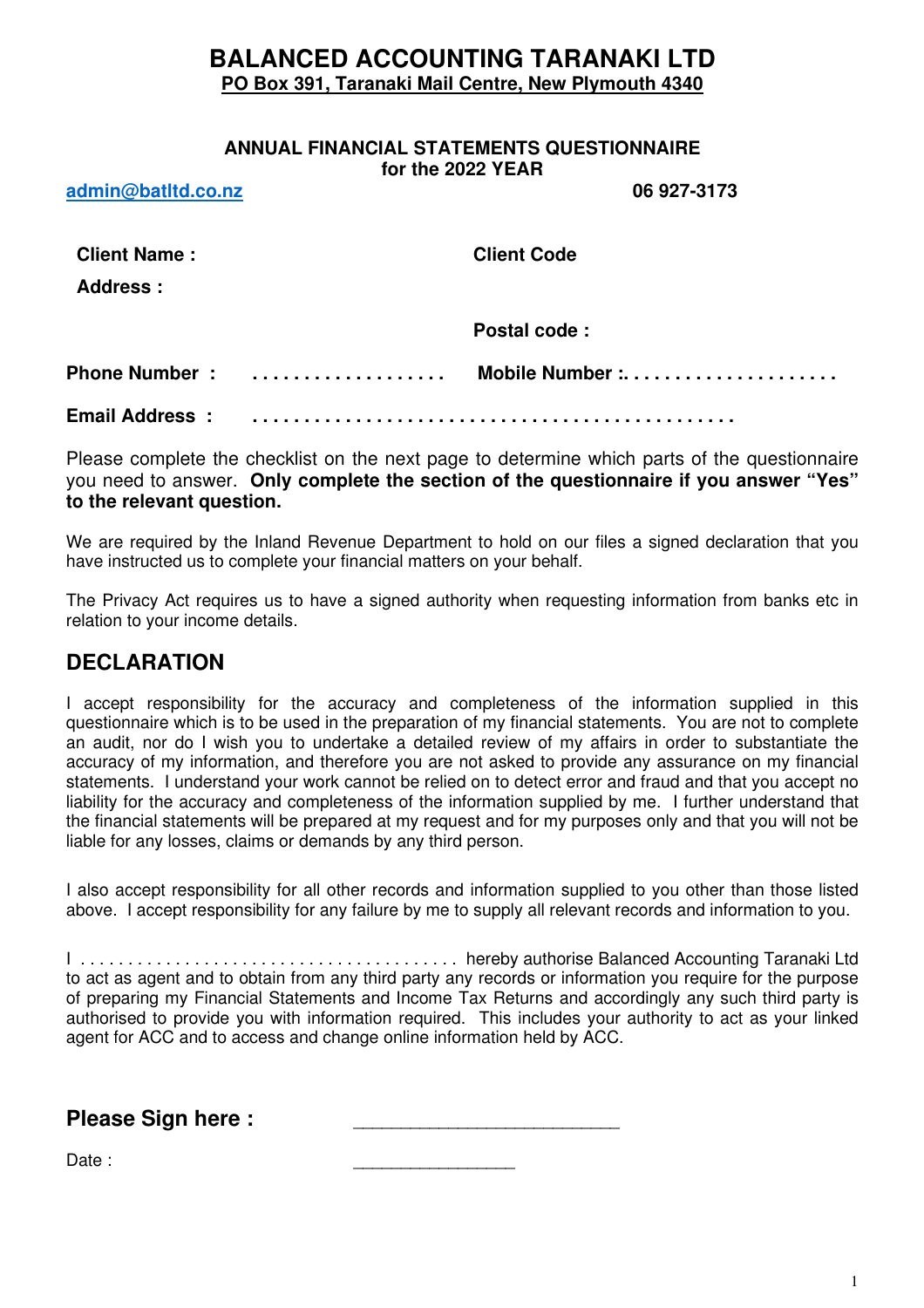# BALANCED ACCOUNTING TARANAKI LTD

**PO Box 391, Taranaki Mail Centre, New Plymouth 4340**

**ANNUAL FINANCIAL STATEMENTS QUESTIONNAIRE**
**for the 2022 YEAR**

**admin@batltd.co.nz** **06 927-3173**

**Client Name :** **Client Code**

**Address :**

**Postal code :**

**Phone Number :** . . . . . . . . . . . . . . . . . . . **Mobile Number :**. . . . . . . . . . . . . . . . . . . .

**Email Address :** . . . . . . . . . . . . . . . . . . . . . . . . . . . . . . . . . . . . . . . . . . . . .

Please complete the checklist on the next page to determine which parts of the questionnaire you need to answer. **Only complete the section of the questionnaire if you answer "Yes" to the relevant question.**

We are required by the Inland Revenue Department to hold on our files a signed declaration that you have instructed us to complete your financial matters on your behalf.

The Privacy Act requires us to have a signed authority when requesting information from banks etc in relation to your income details.

## DECLARATION

I accept responsibility for the accuracy and completeness of the information supplied in this questionnaire which is to be used in the preparation of my financial statements. You are not to complete an audit, nor do I wish you to undertake a detailed review of my affairs in order to substantiate the accuracy of my information, and therefore you are not asked to provide any assurance on my financial statements. I understand your work cannot be relied on to detect error and fraud and that you accept no liability for the accuracy and completeness of the information supplied by me. I further understand that the financial statements will be prepared at my request and for my purposes only and that you will not be liable for any losses, claims or demands by any third person.

I also accept responsibility for all other records and information supplied to you other than those listed above. I accept responsibility for any failure by me to supply all relevant records and information to you.

I . . . . . . . . . . . . . . . . . . . . . . . . . . . . . . . . . . . . . . . hereby authorise Balanced Accounting Taranaki Ltd to act as agent and to obtain from any third party any records or information you require for the purpose of preparing my Financial Statements and Income Tax Returns and accordingly any such third party is authorised to provide you with information required. This includes your authority to act as your linked agent for ACC and to access and change online information held by ACC.

**Please Sign here :** ___________________________

Date : ________________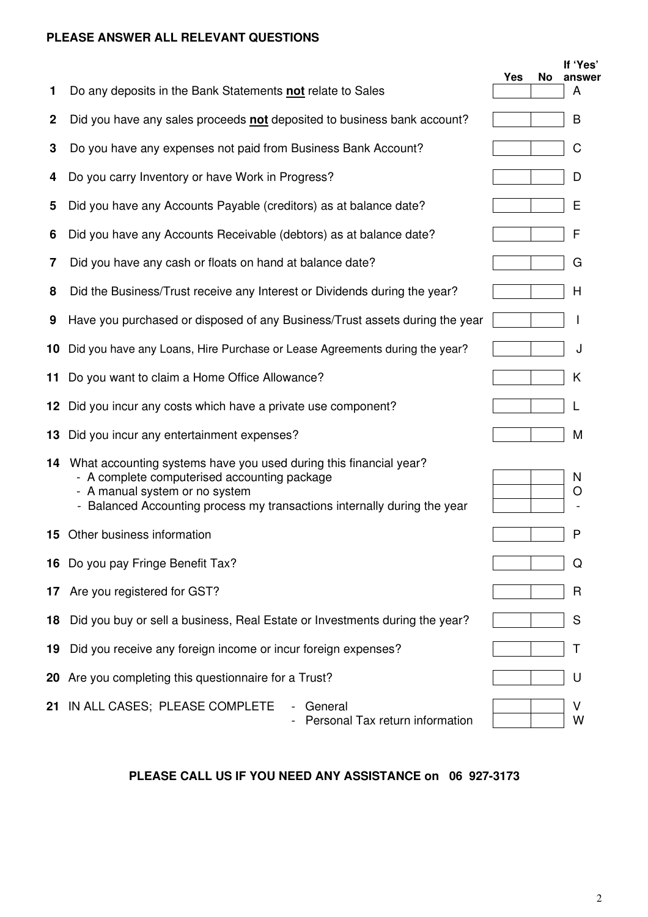**PLEASE ANSWER ALL RELEVANT QUESTIONS**

| | | Yes | No | If 'Yes' answer |
|---|---|---|---|---|
| **1** | Do any deposits in the Bank Statements **not** relate to Sales | | | A |
| **2** | Did you have any sales proceeds **not** deposited to business bank account? | | | B |
| **3** | Do you have any expenses not paid from Business Bank Account? | | | C |
| **4** | Do you carry Inventory or have Work in Progress? | | | D |
| **5** | Did you have any Accounts Payable (creditors) as at balance date? | | | E |
| **6** | Did you have any Accounts Receivable (debtors) as at balance date? | | | F |
| **7** | Did you have any cash or floats on hand at balance date? | | | G |
| **8** | Did the Business/Trust receive any Interest or Dividends during the year? | | | H |
| **9** | Have you purchased or disposed of any Business/Trust assets during the year | | | I |
| **10** | Did you have any Loans, Hire Purchase or Lease Agreements during the year? | | | J |
| **11** | Do you want to claim a Home Office Allowance? | | | K |
| **12** | Did you incur any costs which have a private use component? | | | L |
| **13** | Did you incur any entertainment expenses? | | | M |
| **14** | What accounting systems have you used during this financial year? | | | |
| | - A complete computerised accounting package | | | N |
| | - A manual system or no system | | | O |
| | - Balanced Accounting process my transactions internally during the year | | | - |
| **15** | Other business information | | | P |
| **16** | Do you pay Fringe Benefit Tax? | | | Q |
| **17** | Are you registered for GST? | | | R |
| **18** | Did you buy or sell a business, Real Estate or Investments during the year? | | | S |
| **19** | Did you receive any foreign income or incur foreign expenses? | | | T |
| **20** | Are you completing this questionnaire for a Trust? | | | U |
| **21** | IN ALL CASES; PLEASE COMPLETE - General | | | V |
| | - Personal Tax return information | | | W |

**PLEASE CALL US IF YOU NEED ANY ASSISTANCE on 06 927-3173**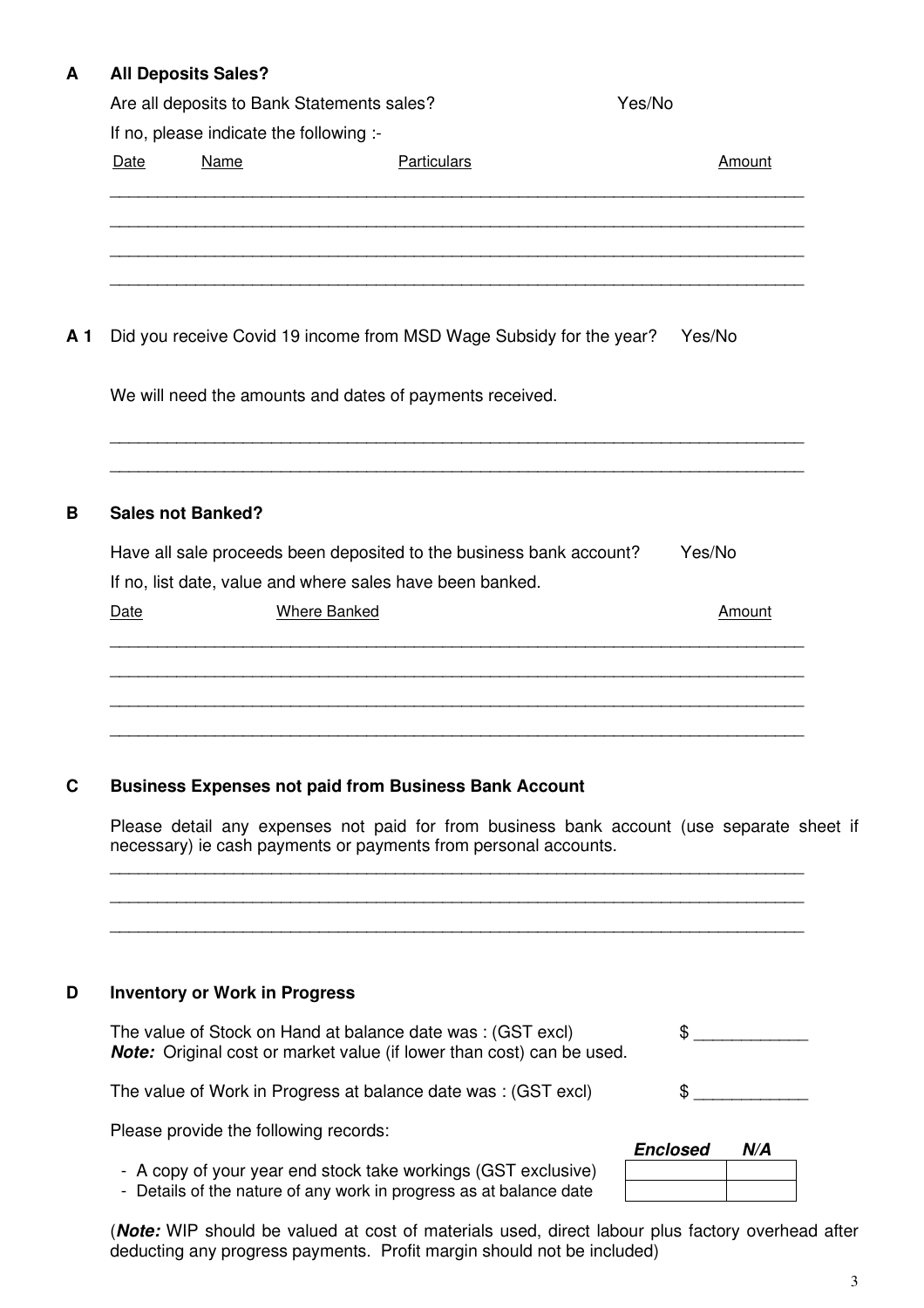## A All Deposits Sales?

Are all deposits to Bank Statements sales? Yes/No

If no, please indicate the following :-

| Date | Name | Particulars | Amount |
|---|---|---|---|
| | | | |
| | | | |
| | | | |
| | | | |

## A 1

Did you receive Covid 19 income from MSD Wage Subsidy for the year? Yes/No

We will need the amounts and dates of payments received.

\_\_\_\_\_\_\_\_\_\_\_\_\_\_\_\_\_\_\_\_\_\_\_\_\_\_\_\_\_\_\_\_\_\_\_\_\_\_\_\_\_\_\_\_\_\_\_\_\_\_\_\_\_\_\_\_\_\_\_\_\_\_\_\_\_\_\_\_\_\_\_\_

\_\_\_\_\_\_\_\_\_\_\_\_\_\_\_\_\_\_\_\_\_\_\_\_\_\_\_\_\_\_\_\_\_\_\_\_\_\_\_\_\_\_\_\_\_\_\_\_\_\_\_\_\_\_\_\_\_\_\_\_\_\_\_\_\_\_\_\_\_\_\_\_

## B Sales not Banked?

Have all sale proceeds been deposited to the business bank account? Yes/No

If no, list date, value and where sales have been banked.

| Date | Where Banked | Amount |
|---|---|---|
| | | |
| | | |
| | | |
| | | |

## C Business Expenses not paid from Business Bank Account

Please detail any expenses not paid for from business bank account (use separate sheet if necessary) ie cash payments or payments from personal accounts.

\_\_\_\_\_\_\_\_\_\_\_\_\_\_\_\_\_\_\_\_\_\_\_\_\_\_\_\_\_\_\_\_\_\_\_\_\_\_\_\_\_\_\_\_\_\_\_\_\_\_\_\_\_\_\_\_\_\_\_\_\_\_\_\_\_\_\_\_\_\_\_\_

\_\_\_\_\_\_\_\_\_\_\_\_\_\_\_\_\_\_\_\_\_\_\_\_\_\_\_\_\_\_\_\_\_\_\_\_\_\_\_\_\_\_\_\_\_\_\_\_\_\_\_\_\_\_\_\_\_\_\_\_\_\_\_\_\_\_\_\_\_\_\_\_

\_\_\_\_\_\_\_\_\_\_\_\_\_\_\_\_\_\_\_\_\_\_\_\_\_\_\_\_\_\_\_\_\_\_\_\_\_\_\_\_\_\_\_\_\_\_\_\_\_\_\_\_\_\_\_\_\_\_\_\_\_\_\_\_\_\_\_\_\_\_\_\_

## D Inventory or Work in Progress

The value of Stock on Hand at balance date was : (GST excl) $ \_\_\_\_\_\_\_\_\_\_\_\_

***Note:*** Original cost or market value (if lower than cost) can be used.

The value of Work in Progress at balance date was : (GST excl) $ \_\_\_\_\_\_\_\_\_\_\_\_

Please provide the following records:

| | *Enclosed* | *N/A* |
|---|---|---|
| - A copy of your year end stock take workings (GST exclusive) | | |
| - Details of the nature of any work in progress as at balance date | | |

(***Note:*** WIP should be valued at cost of materials used, direct labour plus factory overhead after deducting any progress payments. Profit margin should not be included)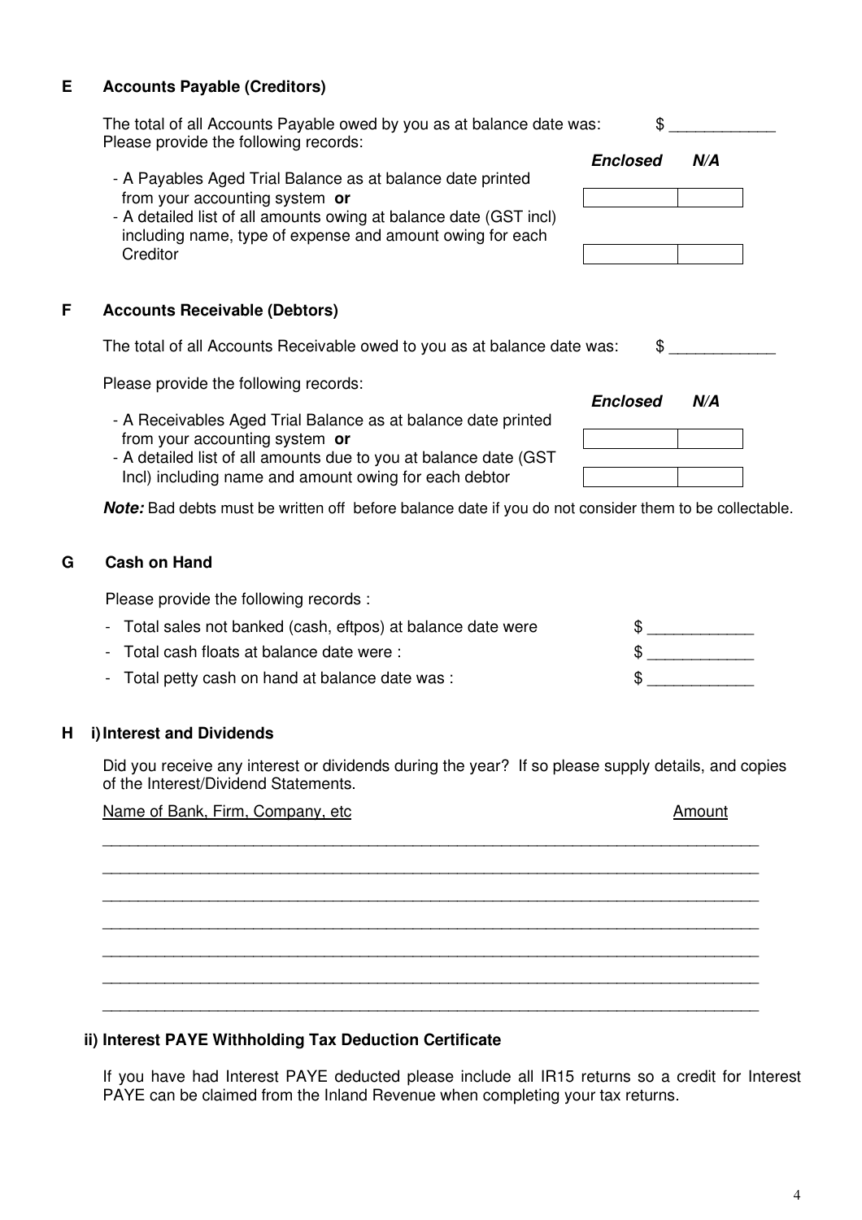## E Accounts Payable (Creditors)

The total of all Accounts Payable owed by you as at balance date was: $ ____________

Please provide the following records:

| | ***Enclosed*** | ***N/A*** |
|---|---|---|
| - A Payables Aged Trial Balance as at balance date printed from your accounting system **or** | | |
| - A detailed list of all amounts owing at balance date (GST incl) including name, type of expense and amount owing for each Creditor | | |

## F Accounts Receivable (Debtors)

The total of all Accounts Receivable owed to you as at balance date was: $ ____________

Please provide the following records:

| | ***Enclosed*** | ***N/A*** |
|---|---|---|
| - A Receivables Aged Trial Balance as at balance date printed from your accounting system **or** | | |
| - A detailed list of all amounts due to you at balance date (GST Incl) including name and amount owing for each debtor | | |

***Note:*** Bad debts must be written off before balance date if you do not consider them to be collectable.

## G Cash on Hand

Please provide the following records :

- Total sales not banked (cash, eftpos) at balance date were $ ____________
- Total cash floats at balance date were : $ ____________
- Total petty cash on hand at balance date was : $ ____________

## H i) Interest and Dividends

Did you receive any interest or dividends during the year? If so please supply details, and copies of the Interest/Dividend Statements.

Name of Bank, Firm, Company, etc — Amount

______________________________________________________________________________

______________________________________________________________________________

______________________________________________________________________________

______________________________________________________________________________

______________________________________________________________________________

______________________________________________________________________________

______________________________________________________________________________

### ii) Interest PAYE Withholding Tax Deduction Certificate

If you have had Interest PAYE deducted please include all IR15 returns so a credit for Interest PAYE can be claimed from the Inland Revenue when completing your tax returns.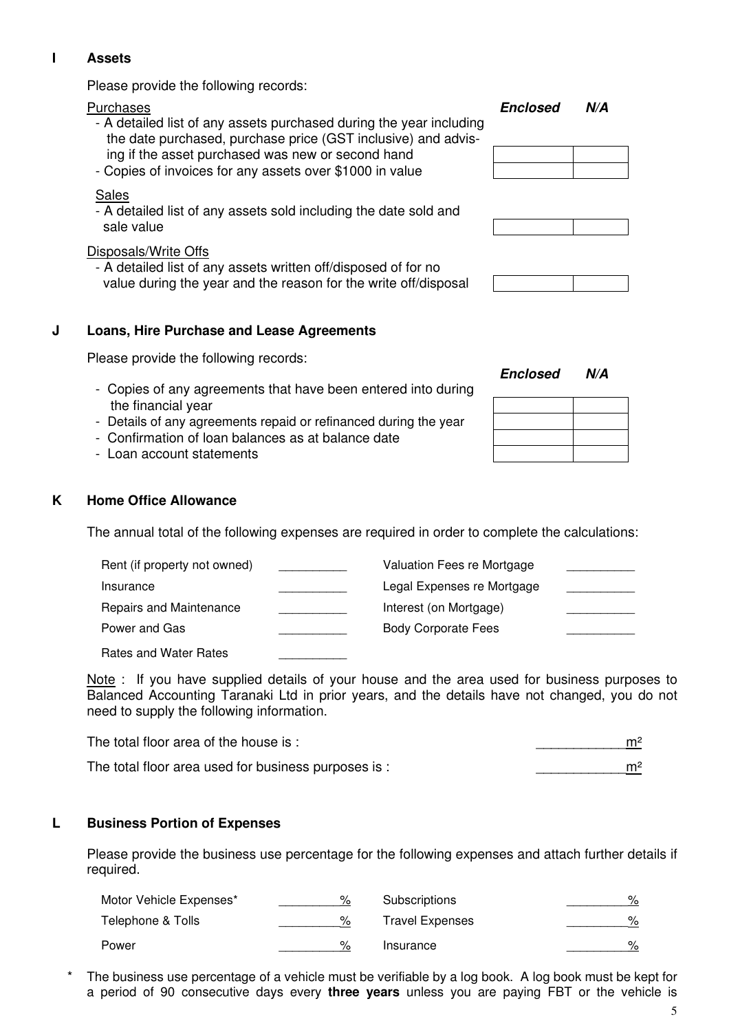## I Assets

Please provide the following records:

| | *Enclosed* | *N/A* |
|---|---|---|
| Purchases | | |
| - A detailed list of any assets purchased during the year including the date purchased, purchase price (GST inclusive) and advising if the asset purchased was new or second hand | | |
| - Copies of invoices for any assets over $1000 in value | | |
| Sales | | |
| - A detailed list of any assets sold including the date sold and sale value | | |
| Disposals/Write Offs | | |
| - A detailed list of any assets written off/disposed of for no value during the year and the reason for the write off/disposal | | |

## J Loans, Hire Purchase and Lease Agreements

Please provide the following records:

| | *Enclosed* | *N/A* |
|---|---|---|
| - Copies of any agreements that have been entered into during the financial year | | |
| - Details of any agreements repaid or refinanced during the year | | |
| - Confirmation of loan balances as at balance date | | |
| - Loan account statements | | |

## K Home Office Allowance

The annual total of the following expenses are required in order to complete the calculations:

| | | | |
|---|---|---|---|
| Rent (if property not owned) | __________ | Valuation Fees re Mortgage | __________ |
| Insurance | __________ | Legal Expenses re Mortgage | __________ |
| Repairs and Maintenance | __________ | Interest (on Mortgage) | __________ |
| Power and Gas | __________ | Body Corporate Fees | __________ |
| Rates and Water Rates | __________ | | |

Note : If you have supplied details of your house and the area used for business purposes to Balanced Accounting Taranaki Ltd in prior years, and the details have not changed, you do not need to supply the following information.

The total floor area of the house is : ____________m²

The total floor area used for business purposes is : ____________m²

## L Business Portion of Expenses

Please provide the business use percentage for the following expenses and attach further details if required.

| | | | |
|---|---|---|---|
| Motor Vehicle Expenses* | _________% | Subscriptions | _________% |
| Telephone & Tolls | _________% | Travel Expenses | _________% |
| Power | _________% | Insurance | _________% |

\* The business use percentage of a vehicle must be verifiable by a log book. A log book must be kept for a period of 90 consecutive days every **three years** unless you are paying FBT or the vehicle is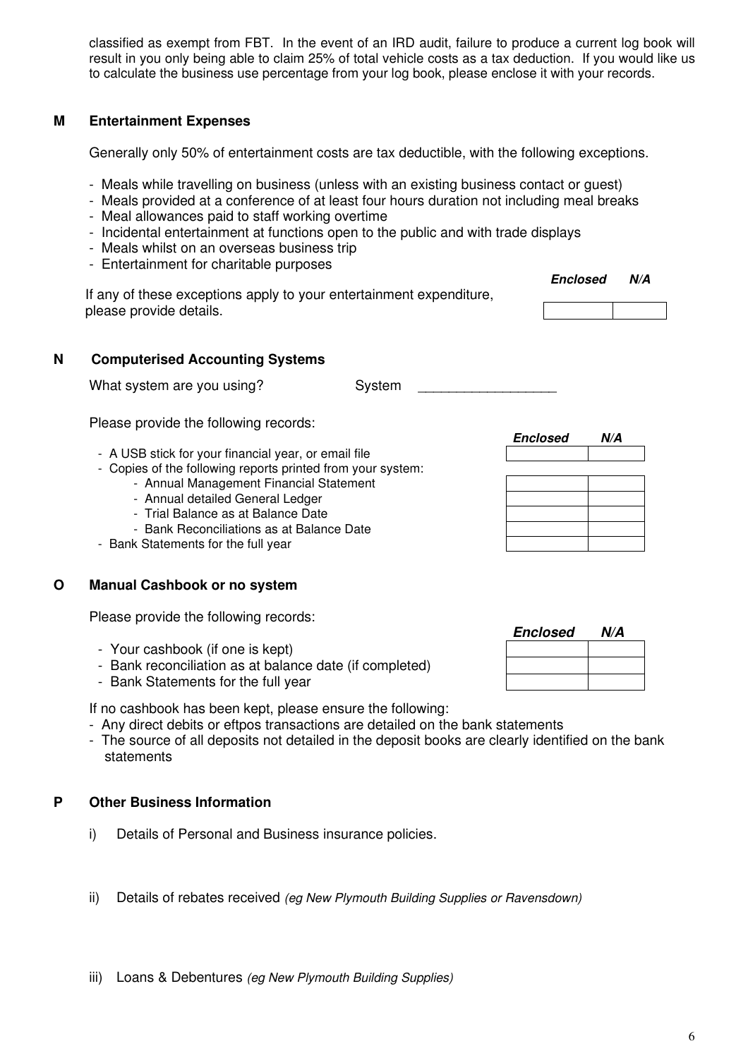classified as exempt from FBT. In the event of an IRD audit, failure to produce a current log book will result in you only being able to claim 25% of total vehicle costs as a tax deduction. If you would like us to calculate the business use percentage from your log book, please enclose it with your records.

## M Entertainment Expenses

Generally only 50% of entertainment costs are tax deductible, with the following exceptions.

- Meals while travelling on business (unless with an existing business contact or guest)
- Meals provided at a conference of at least four hours duration not including meal breaks
- Meal allowances paid to staff working overtime
- Incidental entertainment at functions open to the public and with trade displays
- Meals whilst on an overseas business trip
- Entertainment for charitable purposes

| | *Enclosed* | *N/A* |
|---|---|---|
| If any of these exceptions apply to your entertainment expenditure, please provide details. | | |

## N Computerised Accounting Systems

What system are you using? System __________________

Please provide the following records:

| | *Enclosed* | *N/A* |
|---|---|---|
| - A USB stick for your financial year, or email file | | |
| - Copies of the following reports printed from your system: | | |
| - Annual Management Financial Statement | | |
| - Annual detailed General Ledger | | |
| - Trial Balance as at Balance Date | | |
| - Bank Reconciliations as at Balance Date | | |
| - Bank Statements for the full year | | |

## O Manual Cashbook or no system

Please provide the following records:

| | *Enclosed* | *N/A* |
|---|---|---|
| - Your cashbook (if one is kept) | | |
| - Bank reconciliation as at balance date (if completed) | | |
| - Bank Statements for the full year | | |

If no cashbook has been kept, please ensure the following:

- Any direct debits or eftpos transactions are detailed on the bank statements
- The source of all deposits not detailed in the deposit books are clearly identified on the bank statements

## P Other Business Information

i) Details of Personal and Business insurance policies.

ii) Details of rebates received *(eg New Plymouth Building Supplies or Ravensdown)*

iii) Loans & Debentures *(eg New Plymouth Building Supplies)*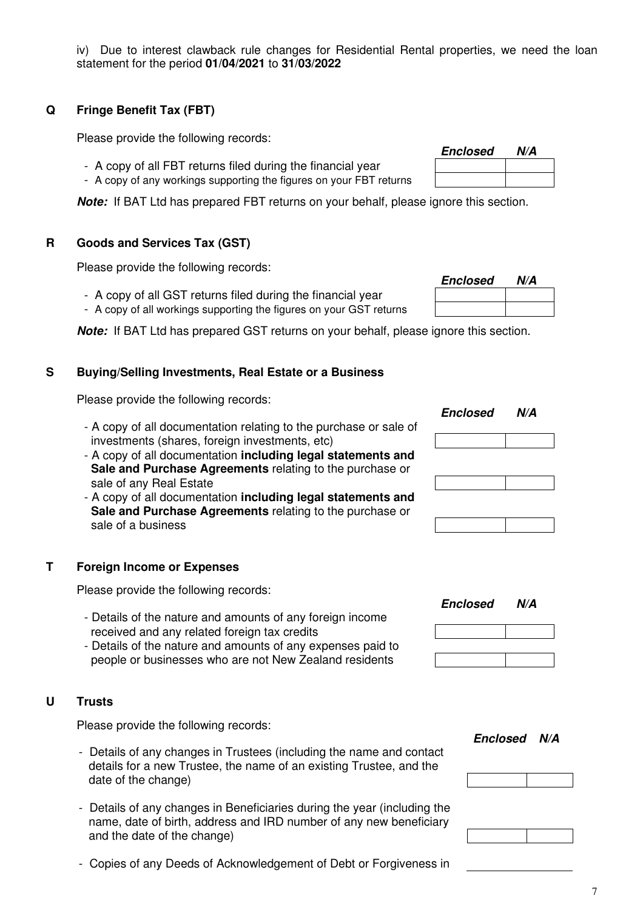iv) Due to interest clawback rule changes for Residential Rental properties, we need the loan statement for the period **01/04/2021** to **31/03/2022**

## Q Fringe Benefit Tax (FBT)

Please provide the following records:

| | ***Enclosed*** | ***N/A*** |
|---|---|---|
| - A copy of all FBT returns filed during the financial year | | |
| - A copy of any workings supporting the figures on your FBT returns | | |

***Note:*** If BAT Ltd has prepared FBT returns on your behalf, please ignore this section.

## R Goods and Services Tax (GST)

Please provide the following records:

| | ***Enclosed*** | ***N/A*** |
|---|---|---|
| - A copy of all GST returns filed during the financial year | | |
| - A copy of all workings supporting the figures on your GST returns | | |

***Note:*** If BAT Ltd has prepared GST returns on your behalf, please ignore this section.

## S Buying/Selling Investments, Real Estate or a Business

Please provide the following records:

| | ***Enclosed*** | ***N/A*** |
|---|---|---|
| - A copy of all documentation relating to the purchase or sale of investments (shares, foreign investments, etc) | | |
| - A copy of all documentation **including legal statements and Sale and Purchase Agreements** relating to the purchase or sale of any Real Estate | | |
| - A copy of all documentation **including legal statements and Sale and Purchase Agreements** relating to the purchase or sale of a business | | |

## T Foreign Income or Expenses

Please provide the following records:

| | ***Enclosed*** | ***N/A*** |
|---|---|---|
| - Details of the nature and amounts of any foreign income received and any related foreign tax credits | | |
| - Details of the nature and amounts of any expenses paid to people or businesses who are not New Zealand residents | | |

## U Trusts

Please provide the following records:

| | ***Enclosed*** | ***N/A*** |
|---|---|---|
| - Details of any changes in Trustees (including the name and contact details for a new Trustee, the name of an existing Trustee, and the date of the change) | | |
| - Details of any changes in Beneficiaries during the year (including the name, date of birth, address and IRD number of any new beneficiary and the date of the change) | | |
| - Copies of any Deeds of Acknowledgement of Debt or Forgiveness in | | |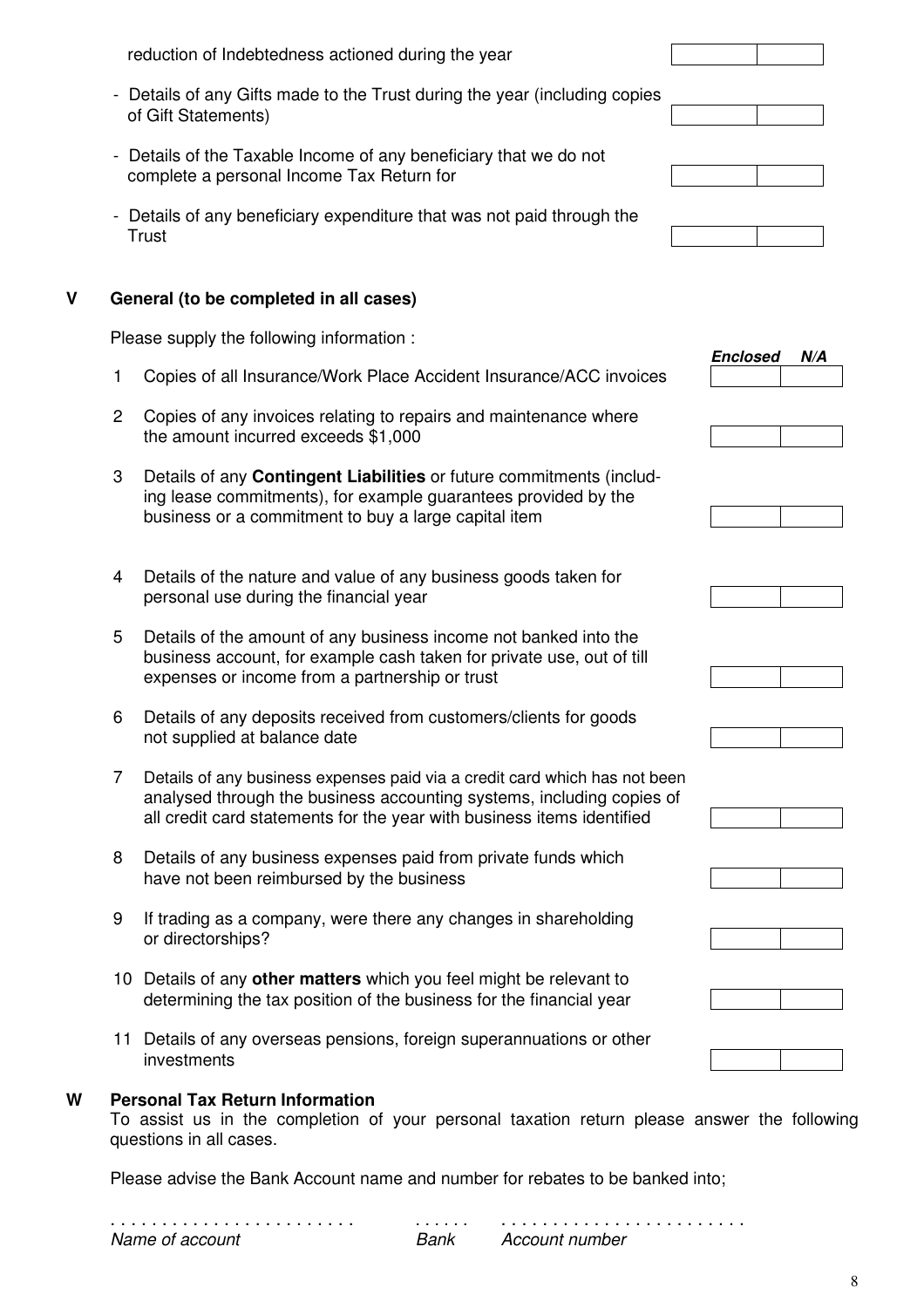reduction of Indebtedness actioned during the year

- Details of any Gifts made to the Trust during the year (including copies of Gift Statements)
- Details of the Taxable Income of any beneficiary that we do not complete a personal Income Tax Return for
- Details of any beneficiary expenditure that was not paid through the Trust

## V General (to be completed in all cases)

Please supply the following information :

| | | ***Enclosed*** | ***N/A*** |
|---|---|---|---|
| 1 | Copies of all Insurance/Work Place Accident Insurance/ACC invoices | | |
| 2 | Copies of any invoices relating to repairs and maintenance where the amount incurred exceeds $1,000 | | |
| 3 | Details of any **Contingent Liabilities** or future commitments (including lease commitments), for example guarantees provided by the business or a commitment to buy a large capital item | | |
| 4 | Details of the nature and value of any business goods taken for personal use during the financial year | | |
| 5 | Details of the amount of any business income not banked into the business account, for example cash taken for private use, out of till expenses or income from a partnership or trust | | |
| 6 | Details of any deposits received from customers/clients for goods not supplied at balance date | | |
| 7 | Details of any business expenses paid via a credit card which has not been analysed through the business accounting systems, including copies of all credit card statements for the year with business items identified | | |
| 8 | Details of any business expenses paid from private funds which have not been reimbursed by the business | | |
| 9 | If trading as a company, were there any changes in shareholding or directorships? | | |
| 10 | Details of any **other matters** which you feel might be relevant to determining the tax position of the business for the financial year | | |
| 11 | Details of any overseas pensions, foreign superannuations or other investments | | |

## W Personal Tax Return Information

To assist us in the completion of your personal taxation return please answer the following questions in all cases.

Please advise the Bank Account name and number for rebates to be banked into;

. . . . . . . . . . . . . . . . . . . . . . . .          . . . . . .     . . . . . . . . . . . . . . . . . . . . . . . .
*Name of account*          *Bank*     *Account number*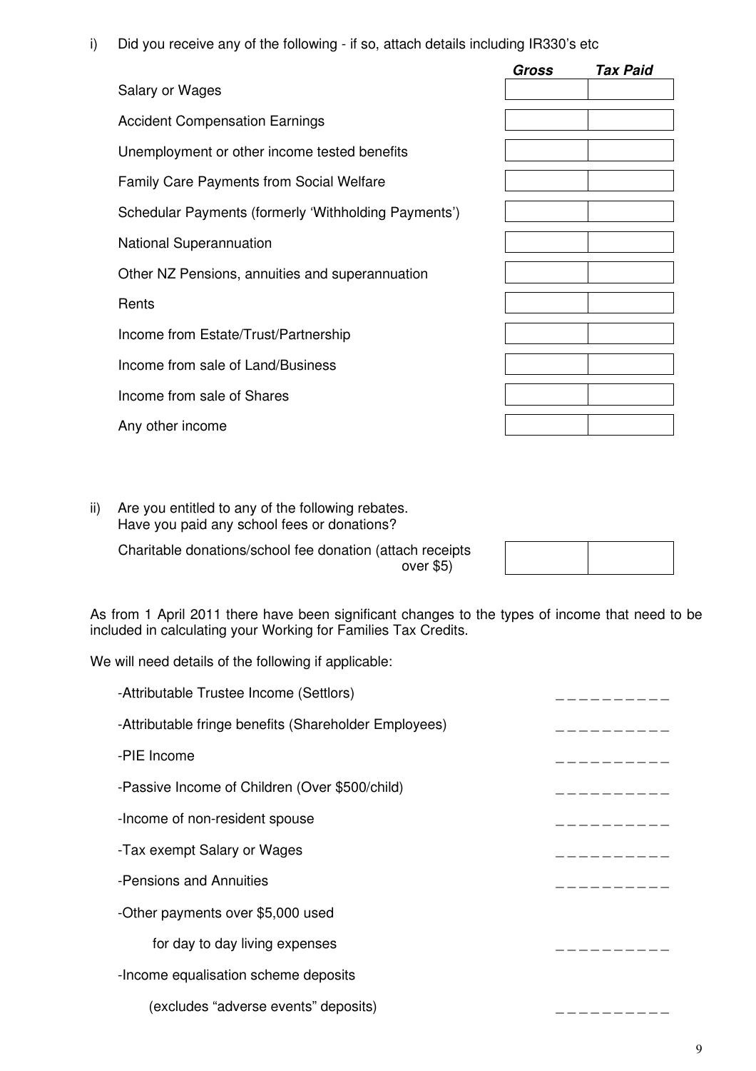i) Did you receive any of the following - if so, attach details including IR330's etc

| | ***Gross*** | ***Tax Paid*** |
|---|---|---|
| Salary or Wages | | |
| Accident Compensation Earnings | | |
| Unemployment or other income tested benefits | | |
| Family Care Payments from Social Welfare | | |
| Schedular Payments (formerly 'Withholding Payments') | | |
| National Superannuation | | |
| Other NZ Pensions, annuities and superannuation | | |
| Rents | | |
| Income from Estate/Trust/Partnership | | |
| Income from sale of Land/Business | | |
| Income from sale of Shares | | |
| Any other income | | |

ii) Are you entitled to any of the following rebates.
Have you paid any school fees or donations?

| | | |
|---|---|---|
| Charitable donations/school fee donation (attach receipts over $5) | | |

As from 1 April 2011 there have been significant changes to the types of income that need to be included in calculating your Working for Families Tax Credits.

We will need details of the following if applicable:

-Attributable Trustee Income (Settlors) __________

-Attributable fringe benefits (Shareholder Employees) __________

-PIE Income __________

-Passive Income of Children (Over $500/child) __________

-Income of non-resident spouse __________

-Tax exempt Salary or Wages __________

-Pensions and Annuities __________

-Other payments over $5,000 used
for day to day living expenses __________

-Income equalisation scheme deposits
(excludes "adverse events" deposits) __________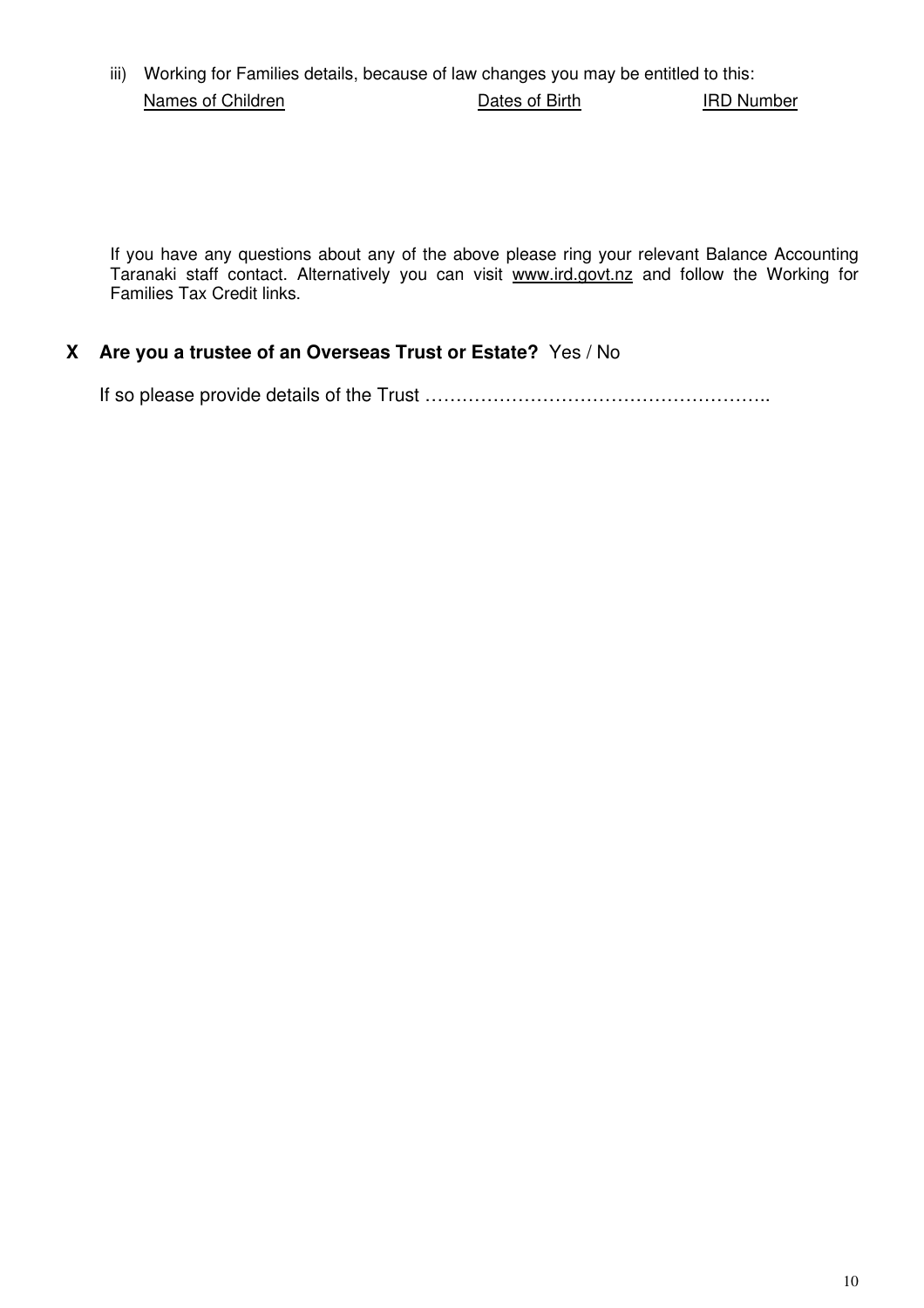iii) Working for Families details, because of law changes you may be entitled to this:

| Names of Children | Dates of Birth | IRD Number |
|---|---|---|
| | | |

If you have any questions about any of the above please ring your relevant Balance Accounting Taranaki staff contact. Alternatively you can visit www.ird.govt.nz and follow the Working for Families Tax Credit links.

## X Are you a trustee of an Overseas Trust or Estate? Yes / No

If so please provide details of the Trust ………………………………………………..